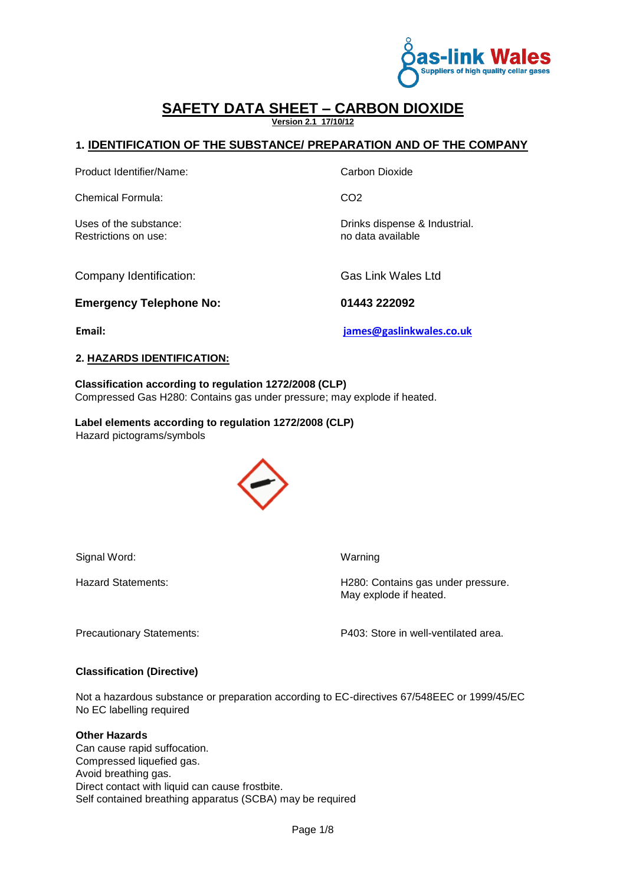# SAFETY DATA SHEET – CARBON DIOXIDE

**Version 2.1 17/10/12**

## 1. IDENTIFICATION OF THE SUBSTANCE/ PREPARATION AND OF THE COMPANY

| | |
|---|---|
| Product Identifier/Name: | Carbon Dioxide |
| Chemical Formula: | $CO_2$ |
| Uses of the substance: | Drinks dispense & Industrial. |
| Restrictions on use: | no data available |
| Company Identification: | Gas Link Wales Ltd |
| **Emergency Telephone No:** | **01443 222092** |
| **Email:** | **james@gaslinkwales.co.uk** |

## 2. HAZARDS IDENTIFICATION:

**Classification according to regulation 1272/2008 (CLP)**
Compressed Gas H280: Contains gas under pressure; may explode if heated.

**Label elements according to regulation 1272/2008 (CLP)**
Hazard pictograms/symbols

| | |
|---|---|
| Signal Word: | Warning |
| Hazard Statements: | H280: Contains gas under pressure. May explode if heated. |
| Precautionary Statements: | P403: Store in well-ventilated area. |

**Classification (Directive)**

Not a hazardous substance or preparation according to EC-directives 67/548EEC or 1999/45/EC
No EC labelling required

**Other Hazards**
Can cause rapid suffocation.
Compressed liquefied gas.
Avoid breathing gas.
Direct contact with liquid can cause frostbite.
Self contained breathing apparatus (SCBA) may be required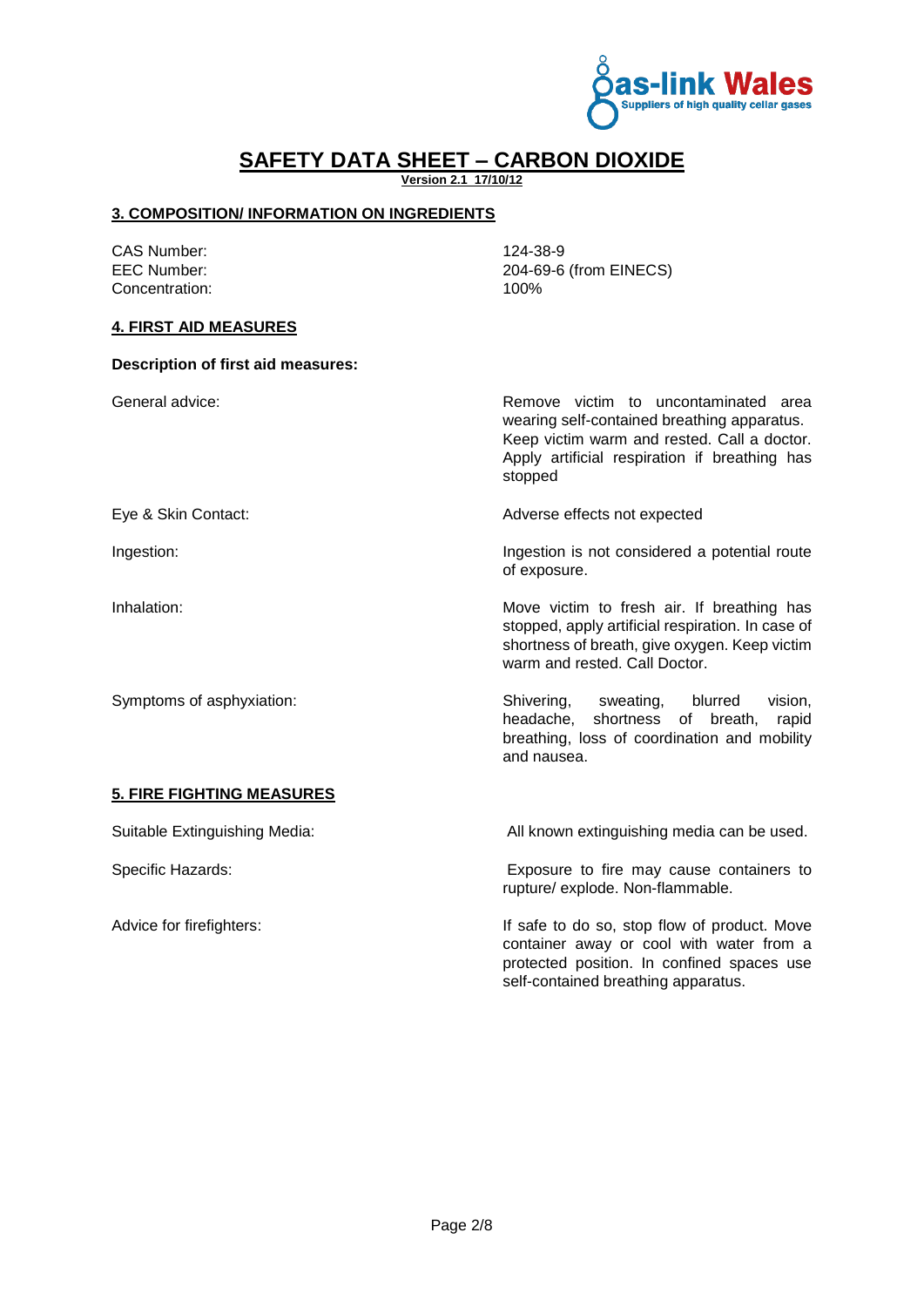# SAFETY DATA SHEET – CARBON DIOXIDE

**Version 2.1 17/10/12**

## 3. COMPOSITION/ INFORMATION ON INGREDIENTS

| | |
|---|---|
| CAS Number: | 124-38-9 |
| EEC Number: | 204-69-6 (from EINECS) |
| Concentration: | 100% |

## 4. FIRST AID MEASURES

**Description of first aid measures:**

| | |
|---|---|
| General advice: | Remove victim to uncontaminated area wearing self-contained breathing apparatus. Keep victim warm and rested. Call a doctor. Apply artificial respiration if breathing has stopped |
| Eye & Skin Contact: | Adverse effects not expected |
| Ingestion: | Ingestion is not considered a potential route of exposure. |
| Inhalation: | Move victim to fresh air. If breathing has stopped, apply artificial respiration. In case of shortness of breath, give oxygen. Keep victim warm and rested. Call Doctor. |
| Symptoms of asphyxiation: | Shivering, sweating, blurred vision, headache, shortness of breath, rapid breathing, loss of coordination and mobility and nausea. |

## 5. FIRE FIGHTING MEASURES

| | |
|---|---|
| Suitable Extinguishing Media: | All known extinguishing media can be used. |
| Specific Hazards: | Exposure to fire may cause containers to rupture/ explode. Non-flammable. |
| Advice for firefighters: | If safe to do so, stop flow of product. Move container away or cool with water from a protected position. In confined spaces use self-contained breathing apparatus. |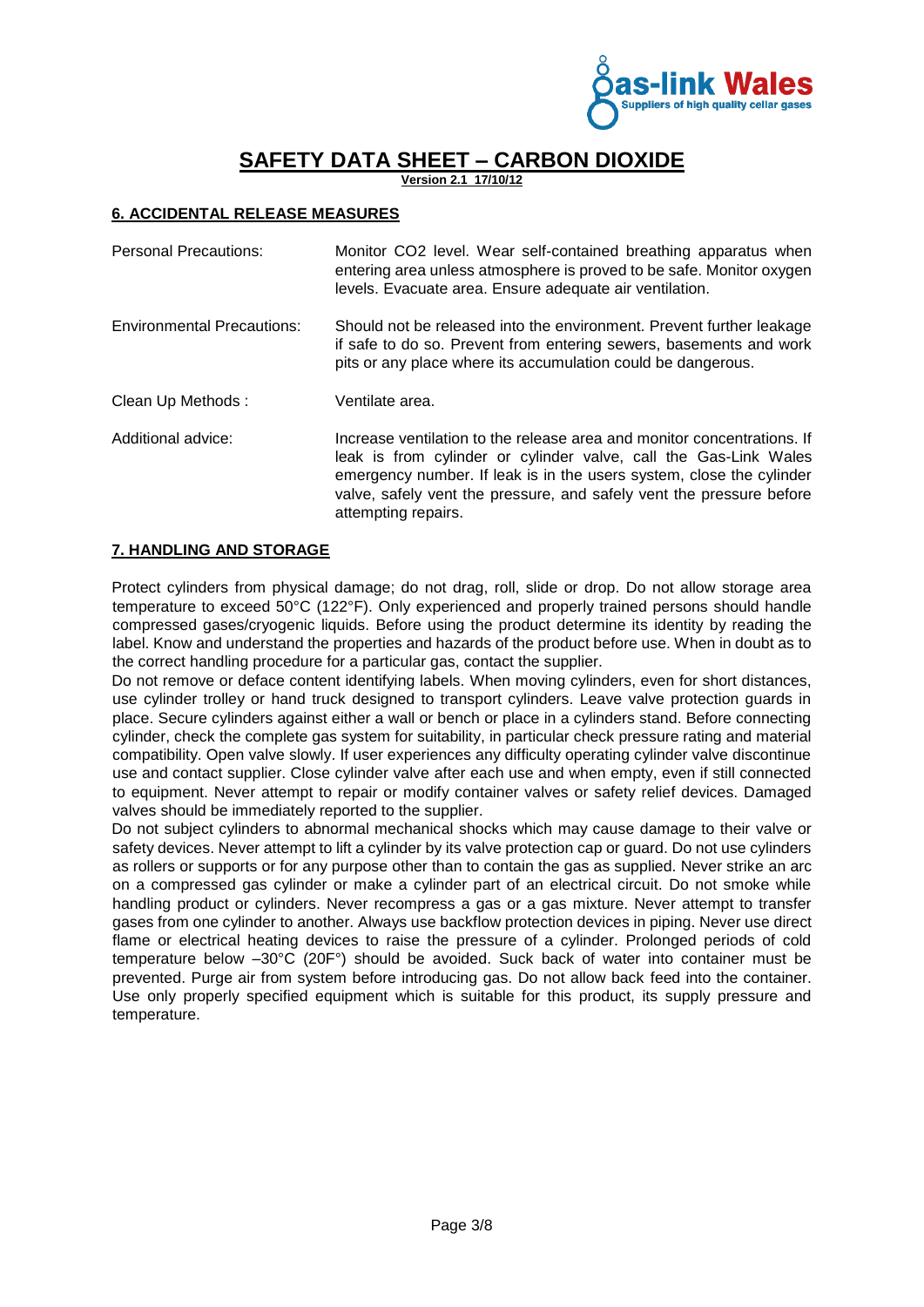# SAFETY DATA SHEET – CARBON DIOXIDE

**Version 2.1 17/10/12**

## 6. ACCIDENTAL RELEASE MEASURES

| | |
|---|---|
| Personal Precautions: | Monitor CO2 level. Wear self-contained breathing apparatus when entering area unless atmosphere is proved to be safe. Monitor oxygen levels. Evacuate area. Ensure adequate air ventilation. |
| Environmental Precautions: | Should not be released into the environment. Prevent further leakage if safe to do so. Prevent from entering sewers, basements and work pits or any place where its accumulation could be dangerous. |
| Clean Up Methods : | Ventilate area. |
| Additional advice: | Increase ventilation to the release area and monitor concentrations. If leak is from cylinder or cylinder valve, call the Gas-Link Wales emergency number. If leak is in the users system, close the cylinder valve, safely vent the pressure, and safely vent the pressure before attempting repairs. |

## 7. HANDLING AND STORAGE

Protect cylinders from physical damage; do not drag, roll, slide or drop. Do not allow storage area temperature to exceed 50°C (122°F). Only experienced and properly trained persons should handle compressed gases/cryogenic liquids. Before using the product determine its identity by reading the label. Know and understand the properties and hazards of the product before use. When in doubt as to the correct handling procedure for a particular gas, contact the supplier.

Do not remove or deface content identifying labels. When moving cylinders, even for short distances, use cylinder trolley or hand truck designed to transport cylinders. Leave valve protection guards in place. Secure cylinders against either a wall or bench or place in a cylinders stand. Before connecting cylinder, check the complete gas system for suitability, in particular check pressure rating and material compatibility. Open valve slowly. If user experiences any difficulty operating cylinder valve discontinue use and contact supplier. Close cylinder valve after each use and when empty, even if still connected to equipment. Never attempt to repair or modify container valves or safety relief devices. Damaged valves should be immediately reported to the supplier.

Do not subject cylinders to abnormal mechanical shocks which may cause damage to their valve or safety devices. Never attempt to lift a cylinder by its valve protection cap or guard. Do not use cylinders as rollers or supports or for any purpose other than to contain the gas as supplied. Never strike an arc on a compressed gas cylinder or make a cylinder part of an electrical circuit. Do not smoke while handling product or cylinders. Never recompress a gas or a gas mixture. Never attempt to transfer gases from one cylinder to another. Always use backflow protection devices in piping. Never use direct flame or electrical heating devices to raise the pressure of a cylinder. Prolonged periods of cold temperature below –30°C (20F°) should be avoided. Suck back of water into container must be prevented. Purge air from system before introducing gas. Do not allow back feed into the container. Use only properly specified equipment which is suitable for this product, its supply pressure and temperature.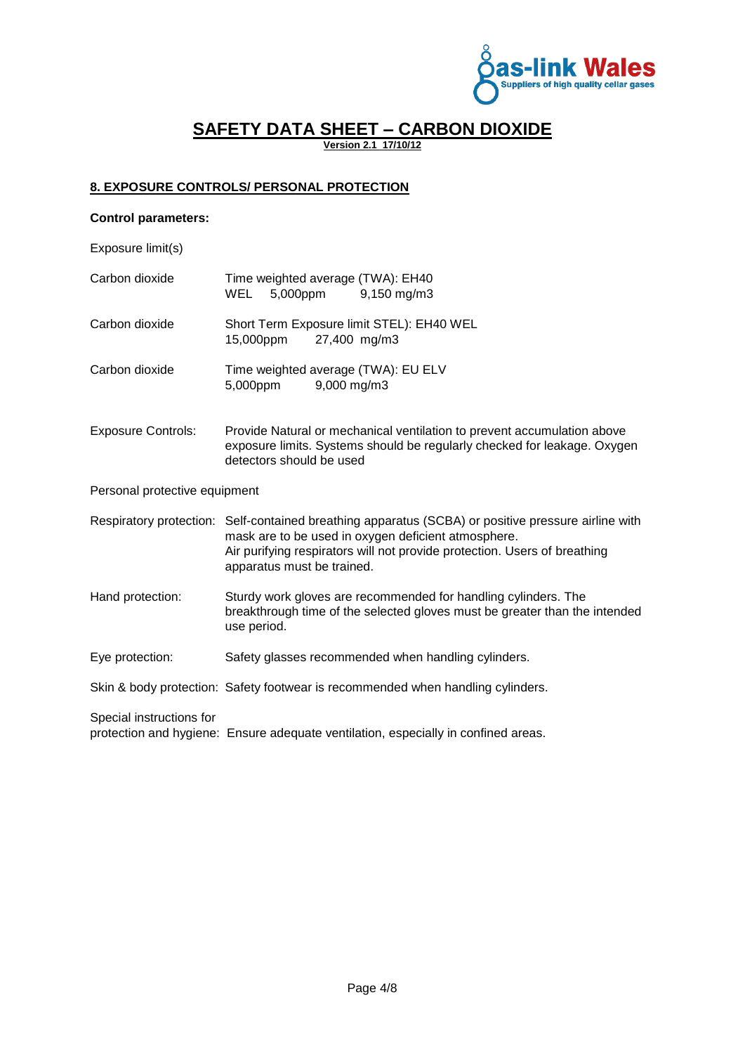# SAFETY DATA SHEET – CARBON DIOXIDE

**Version 2.1 17/10/12**

## 8. EXPOSURE CONTROLS/ PERSONAL PROTECTION

**Control parameters:**

Exposure limit(s)

Carbon dioxide — Time weighted average (TWA): EH40
WEL 5,000ppm 9,150 mg/m3

Carbon dioxide — Short Term Exposure limit STEL): EH40 WEL
15,000ppm 27,400 mg/m3

Carbon dioxide — Time weighted average (TWA): EU ELV
5,000ppm 9,000 mg/m3

Exposure Controls: Provide Natural or mechanical ventilation to prevent accumulation above exposure limits. Systems should be regularly checked for leakage. Oxygen detectors should be used

Personal protective equipment

Respiratory protection: Self-contained breathing apparatus (SCBA) or positive pressure airline with mask are to be used in oxygen deficient atmosphere.
Air purifying respirators will not provide protection. Users of breathing apparatus must be trained.

Hand protection: Sturdy work gloves are recommended for handling cylinders. The breakthrough time of the selected gloves must be greater than the intended use period.

Eye protection: Safety glasses recommended when handling cylinders.

Skin & body protection: Safety footwear is recommended when handling cylinders.

Special instructions for protection and hygiene: Ensure adequate ventilation, especially in confined areas.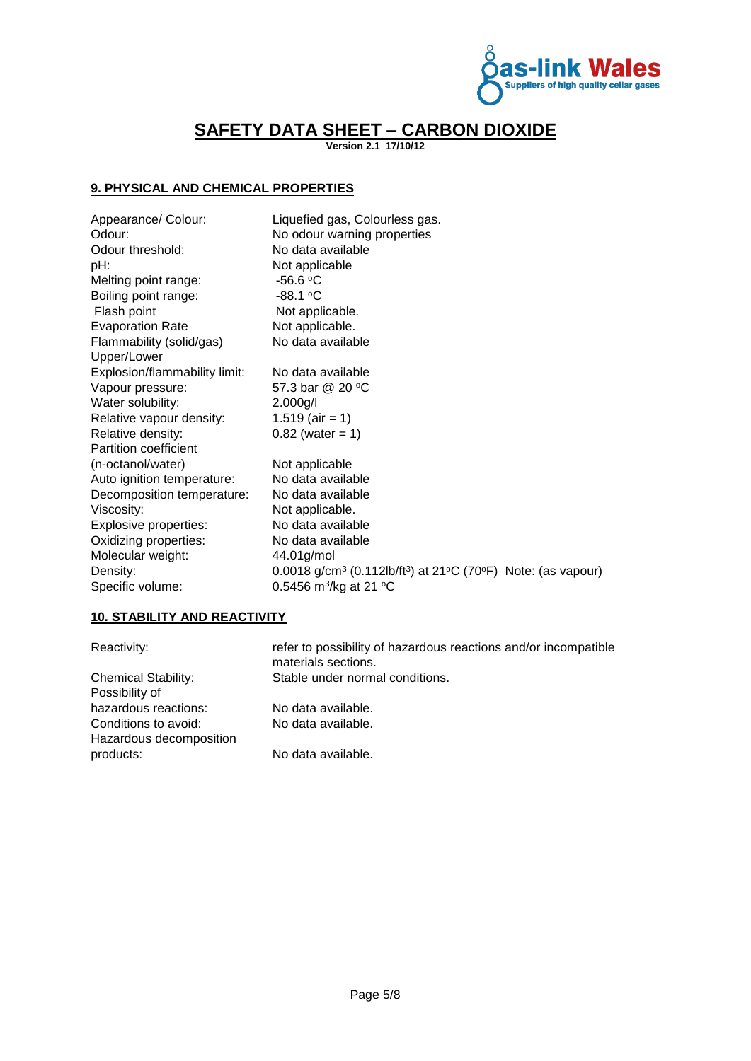# SAFETY DATA SHEET – CARBON DIOXIDE

**Version 2.1 17/10/12**

## 9. PHYSICAL AND CHEMICAL PROPERTIES

| Property | Value |
|---|---|
| Appearance/ Colour: | Liquefied gas, Colourless gas. |
| Odour: | No odour warning properties |
| Odour threshold: | No data available |
| pH: | Not applicable |
| Melting point range: | -56.6 °C |
| Boiling point range: | -88.1 °C |
| Flash point | Not applicable. |
| Evaporation Rate | Not applicable. |
| Flammability (solid/gas) | No data available |
| Upper/Lower Explosion/flammability limit: | No data available |
| Vapour pressure: | 57.3 bar @ 20 °C |
| Water solubility: | 2.000g/l |
| Relative vapour density: | 1.519 (air = 1) |
| Relative density: | 0.82 (water = 1) |
| Partition coefficient (n-octanol/water) | Not applicable |
| Auto ignition temperature: | No data available |
| Decomposition temperature: | No data available |
| Viscosity: | Not applicable. |
| Explosive properties: | No data available |
| Oxidizing properties: | No data available |
| Molecular weight: | 44.01g/mol |
| Density: | 0.0018 g/cm$^3$ (0.112lb/ft$^3$) at 21°C (70°F) Note: (as vapour) |
| Specific volume: | 0.5456 m$^3$/kg at 21 °C |

## 10. STABILITY AND REACTIVITY

| Property | Value |
|---|---|
| Reactivity: | refer to possibility of hazardous reactions and/or incompatible materials sections. |
| Chemical Stability: | Stable under normal conditions. |
| Possibility of hazardous reactions: | No data available. |
| Conditions to avoid: | No data available. |
| Hazardous decomposition products: | No data available. |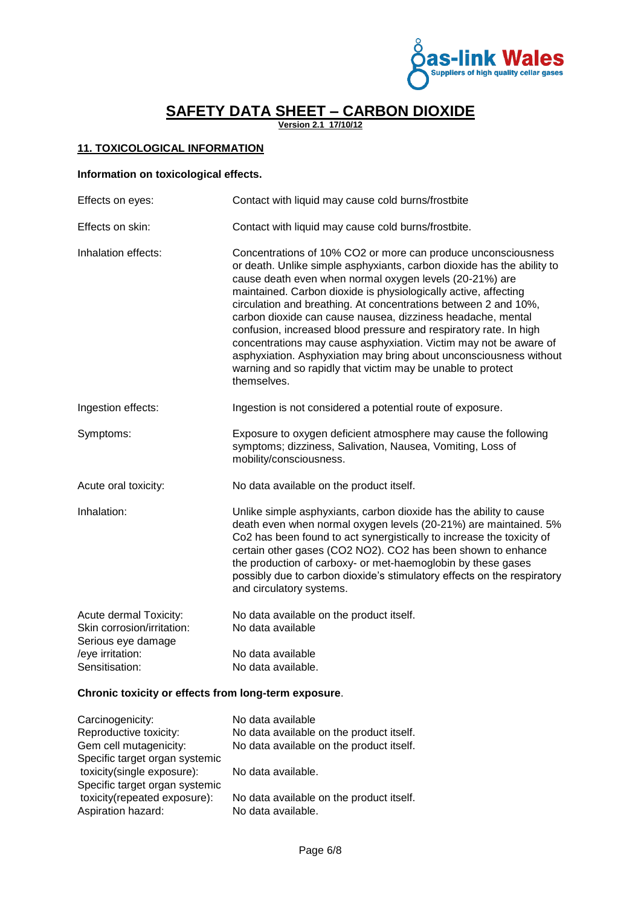# SAFETY DATA SHEET – CARBON DIOXIDE

**Version 2.1 17/10/12**

## 11. TOXICOLOGICAL INFORMATION

### Information on toxicological effects.

| | |
|---|---|
| Effects on eyes: | Contact with liquid may cause cold burns/frostbite |
| Effects on skin: | Contact with liquid may cause cold burns/frostbite. |
| Inhalation effects: | Concentrations of 10% $CO_2$ or more can produce unconsciousness or death. Unlike simple asphyxiants, carbon dioxide has the ability to cause death even when normal oxygen levels (20-21%) are maintained. Carbon dioxide is physiologically active, affecting circulation and breathing. At concentrations between 2 and 10%, carbon dioxide can cause nausea, dizziness headache, mental confusion, increased blood pressure and respiratory rate. In high concentrations may cause asphyxiation. Victim may not be aware of asphyxiation. Asphyxiation may bring about unconsciousness without warning and so rapidly that victim may be unable to protect themselves. |
| Ingestion effects: | Ingestion is not considered a potential route of exposure. |
| Symptoms: | Exposure to oxygen deficient atmosphere may cause the following symptoms; dizziness, Salivation, Nausea, Vomiting, Loss of mobility/consciousness. |
| Acute oral toxicity: | No data available on the product itself. |
| Inhalation: | Unlike simple asphyxiants, carbon dioxide has the ability to cause death even when normal oxygen levels (20-21%) are maintained. 5% $Co_2$ has been found to act synergistically to increase the toxicity of certain other gases ($CO_2$ $NO_2$). $CO_2$ has been shown to enhance the production of carboxy- or met-haemoglobin by these gases possibly due to carbon dioxide's stimulatory effects on the respiratory and circulatory systems. |
| Acute dermal Toxicity: | No data available on the product itself. |
| Skin corrosion/irritation: | No data available |
| Serious eye damage /eye irritation: | No data available |
| Sensitisation: | No data available. |

### Chronic toxicity or effects from long-term exposure.

| | |
|---|---|
| Carcinogenicity: | No data available |
| Reproductive toxicity: | No data available on the product itself. |
| Gem cell mutagenicity: | No data available on the product itself. |
| Specific target organ systemic toxicity(single exposure): | No data available. |
| Specific target organ systemic toxicity(repeated exposure): | No data available on the product itself. |
| Aspiration hazard: | No data available. |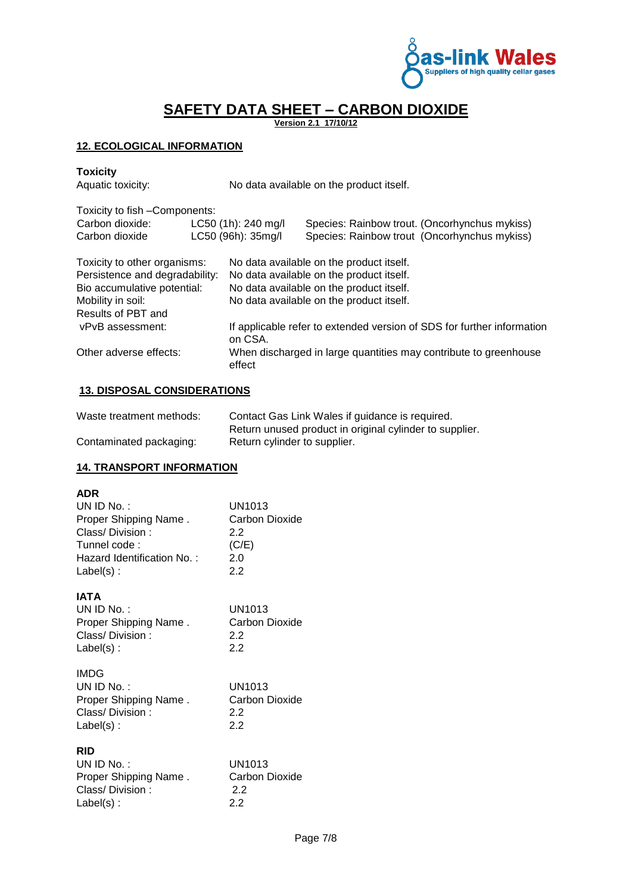# SAFETY DATA SHEET – CARBON DIOXIDE

**Version 2.1 17/10/12**

## 12. ECOLOGICAL INFORMATION

**Toxicity**

Aquatic toxicity: No data available on the product itself.

Toxicity to fish –Components:

| | | |
|---|---|---|
| Carbon dioxide: | LC50 (1h): 240 mg/l | Species: Rainbow trout. (Oncorhynchus mykiss) |
| Carbon dioxide | LC50 (96h): 35mg/l | Species: Rainbow trout (Oncorhynchus mykiss) |

| | |
|---|---|
| Toxicity to other organisms: | No data available on the product itself. |
| Persistence and degradability: | No data available on the product itself. |
| Bio accumulative potential: | No data available on the product itself. |
| Mobility in soil: | No data available on the product itself. |
| Results of PBT and vPvB assessment: | If applicable refer to extended version of SDS for further information on CSA. |
| Other adverse effects: | When discharged in large quantities may contribute to greenhouse effect |

## 13. DISPOSAL CONSIDERATIONS

| | |
|---|---|
| Waste treatment methods: | Contact Gas Link Wales if guidance is required. Return unused product in original cylinder to supplier. |
| Contaminated packaging: | Return cylinder to supplier. |

## 14. TRANSPORT INFORMATION

**ADR**

| | |
|---|---|
| UN ID No. : | UN1013 |
| Proper Shipping Name . | Carbon Dioxide |
| Class/ Division : | 2.2 |
| Tunnel code : | (C/E) |
| Hazard Identification No. : | 2.0 |
| Label(s) : | 2.2 |

**IATA**

| | |
|---|---|
| UN ID No. : | UN1013 |
| Proper Shipping Name . | Carbon Dioxide |
| Class/ Division : | 2.2 |
| Label(s) : | 2.2 |

IMDG

| | |
|---|---|
| UN ID No. : | UN1013 |
| Proper Shipping Name . | Carbon Dioxide |
| Class/ Division : | 2.2 |
| Label(s) : | 2.2 |

**RID**

| | |
|---|---|
| UN ID No. : | UN1013 |
| Proper Shipping Name . | Carbon Dioxide |
| Class/ Division : | 2.2 |
| Label(s) : | 2.2 |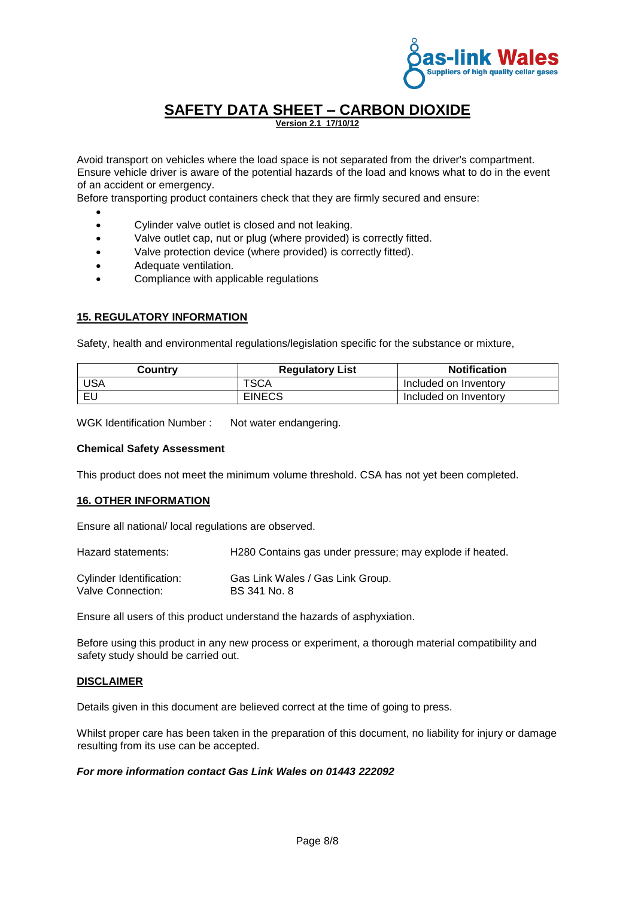# SAFETY DATA SHEET – CARBON DIOXIDE

**Version 2.1 17/10/12**

Avoid transport on vehicles where the load space is not separated from the driver's compartment. Ensure vehicle driver is aware of the potential hazards of the load and knows what to do in the event of an accident or emergency.

Before transporting product containers check that they are firmly secured and ensure:

- 
- Cylinder valve outlet is closed and not leaking.
- Valve outlet cap, nut or plug (where provided) is correctly fitted.
- Valve protection device (where provided) is correctly fitted).
- Adequate ventilation.
- Compliance with applicable regulations

## 15. REGULATORY INFORMATION

Safety, health and environmental regulations/legislation specific for the substance or mixture,

| Country | Regulatory List | Notification |
|---|---|---|
| USA | TSCA | Included on Inventory |
| EU | EINECS | Included on Inventory |

WGK Identification Number : Not water endangering.

**Chemical Safety Assessment**

This product does not meet the minimum volume threshold. CSA has not yet been completed.

## 16. OTHER INFORMATION

Ensure all national/ local regulations are observed.

Hazard statements: H280 Contains gas under pressure; may explode if heated.

Cylinder Identification: Gas Link Wales / Gas Link Group.
Valve Connection: BS 341 No. 8

Ensure all users of this product understand the hazards of asphyxiation.

Before using this product in any new process or experiment, a thorough material compatibility and safety study should be carried out.

## DISCLAIMER

Details given in this document are believed correct at the time of going to press.

Whilst proper care has been taken in the preparation of this document, no liability for injury or damage resulting from its use can be accepted.

***For more information contact Gas Link Wales on 01443 222092***